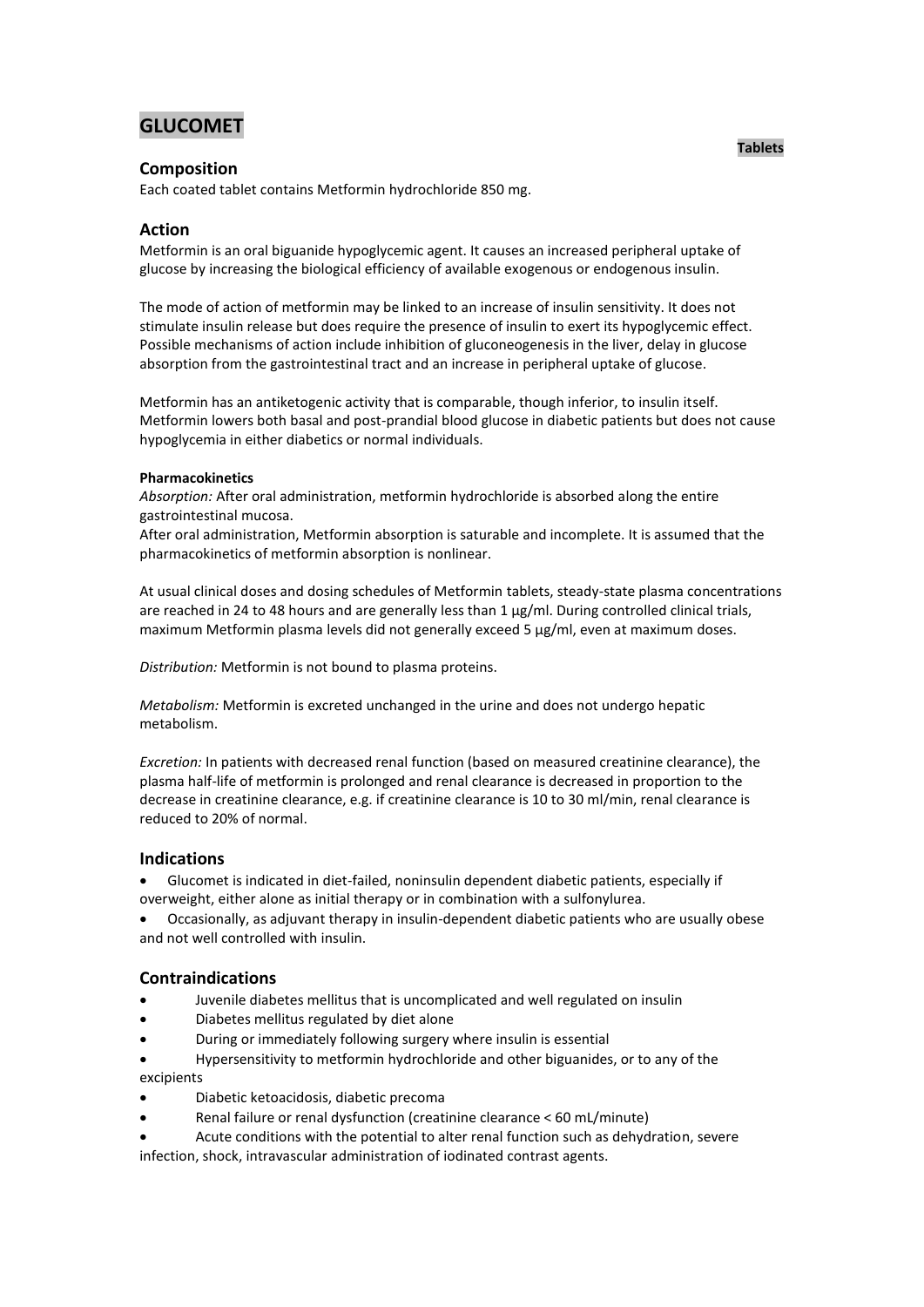# GLUCOMET

**Tablets**

## Composition

Each coated tablet contains Metformin hydrochloride 850 mg.

## Action

Metformin is an oral biguanide hypoglycemic agent. It causes an increased peripheral uptake of glucose by increasing the biological efficiency of available exogenous or endogenous insulin.

The mode of action of metformin may be linked to an increase of insulin sensitivity. It does not stimulate insulin release but does require the presence of insulin to exert its hypoglycemic effect. Possible mechanisms of action include inhibition of gluconeogenesis in the liver, delay in glucose absorption from the gastrointestinal tract and an increase in peripheral uptake of glucose.

Metformin has an antiketogenic activity that is comparable, though inferior, to insulin itself. Metformin lowers both basal and post-prandial blood glucose in diabetic patients but does not cause hypoglycemia in either diabetics or normal individuals.

#### Pharmacokinetics

*Absorption:* After oral administration, metformin hydrochloride is absorbed along the entire gastrointestinal mucosa.
After oral administration, Metformin absorption is saturable and incomplete. It is assumed that the pharmacokinetics of metformin absorption is nonlinear.

At usual clinical doses and dosing schedules of Metformin tablets, steady-state plasma concentrations are reached in 24 to 48 hours and are generally less than 1 µg/ml. During controlled clinical trials, maximum Metformin plasma levels did not generally exceed 5 µg/ml, even at maximum doses.

*Distribution:* Metformin is not bound to plasma proteins.

*Metabolism:* Metformin is excreted unchanged in the urine and does not undergo hepatic metabolism.

*Excretion:* In patients with decreased renal function (based on measured creatinine clearance), the plasma half-life of metformin is prolonged and renal clearance is decreased in proportion to the decrease in creatinine clearance, e.g. if creatinine clearance is 10 to 30 ml/min, renal clearance is reduced to 20% of normal.

## Indications

- Glucomet is indicated in diet-failed, noninsulin dependent diabetic patients, especially if overweight, either alone as initial therapy or in combination with a sulfonylurea.
- Occasionally, as adjuvant therapy in insulin-dependent diabetic patients who are usually obese and not well controlled with insulin.

## Contraindications

- Juvenile diabetes mellitus that is uncomplicated and well regulated on insulin
- Diabetes mellitus regulated by diet alone
- During or immediately following surgery where insulin is essential
- Hypersensitivity to metformin hydrochloride and other biguanides, or to any of the excipients
- Diabetic ketoacidosis, diabetic precoma
- Renal failure or renal dysfunction (creatinine clearance < 60 mL/minute)
- Acute conditions with the potential to alter renal function such as dehydration, severe infection, shock, intravascular administration of iodinated contrast agents.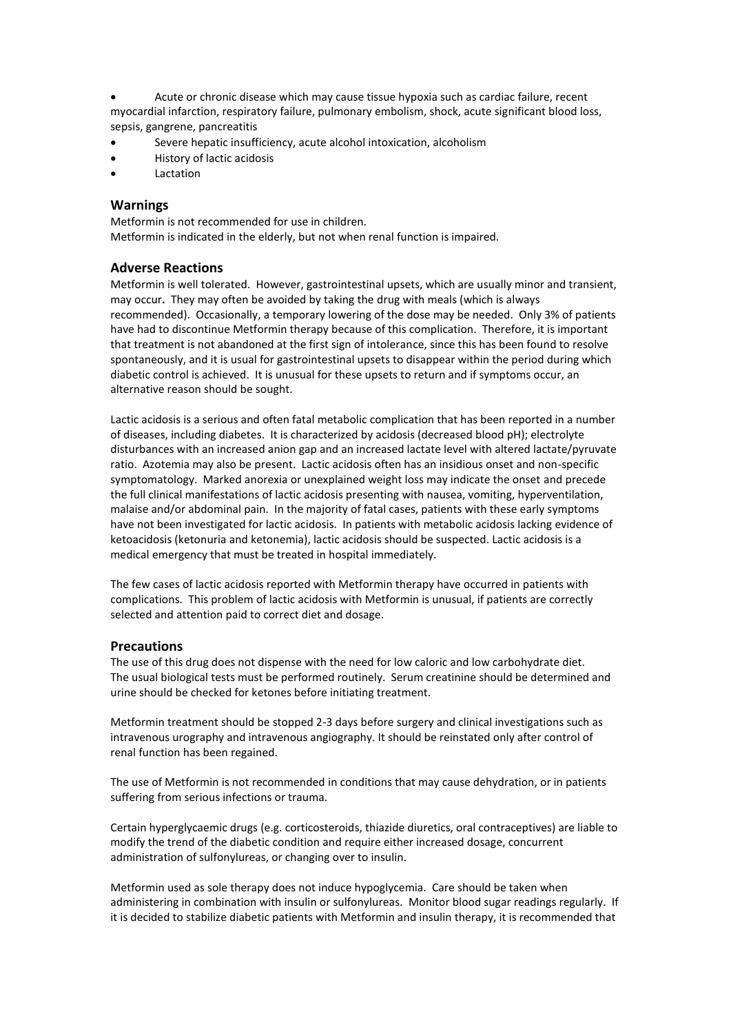- Acute or chronic disease which may cause tissue hypoxia such as cardiac failure, recent myocardial infarction, respiratory failure, pulmonary embolism, shock, acute significant blood loss, sepsis, gangrene, pancreatitis
- Severe hepatic insufficiency, acute alcohol intoxication, alcoholism
- History of lactic acidosis
- Lactation

## Warnings

Metformin is not recommended for use in children.
Metformin is indicated in the elderly, but not when renal function is impaired.

## Adverse Reactions

Metformin is well tolerated. However, gastrointestinal upsets, which are usually minor and transient, may occur**.** They may often be avoided by taking the drug with meals (which is always recommended). Occasionally, a temporary lowering of the dose may be needed. Only 3% of patients have had to discontinue Metformin therapy because of this complication. Therefore, it is important that treatment is not abandoned at the first sign of intolerance, since this has been found to resolve spontaneously, and it is usual for gastrointestinal upsets to disappear within the period during which diabetic control is achieved. It is unusual for these upsets to return and if symptoms occur, an alternative reason should be sought.

Lactic acidosis is a serious and often fatal metabolic complication that has been reported in a number of diseases, including diabetes. It is characterized by acidosis (decreased blood pH); electrolyte disturbances with an increased anion gap and an increased lactate level with altered lactate/pyruvate ratio. Azotemia may also be present. Lactic acidosis often has an insidious onset and non-specific symptomatology. Marked anorexia or unexplained weight loss may indicate the onset and precede the full clinical manifestations of lactic acidosis presenting with nausea, vomiting, hyperventilation, malaise and/or abdominal pain. In the majority of fatal cases, patients with these early symptoms have not been investigated for lactic acidosis. In patients with metabolic acidosis lacking evidence of ketoacidosis (ketonuria and ketonemia), lactic acidosis should be suspected. Lactic acidosis is a medical emergency that must be treated in hospital immediately.

The few cases of lactic acidosis reported with Metformin therapy have occurred in patients with complications. This problem of lactic acidosis with Metformin is unusual, if patients are correctly selected and attention paid to correct diet and dosage.

## Precautions

The use of this drug does not dispense with the need for low caloric and low carbohydrate diet.
The usual biological tests must be performed routinely. Serum creatinine should be determined and urine should be checked for ketones before initiating treatment.

Metformin treatment should be stopped 2-3 days before surgery and clinical investigations such as intravenous urography and intravenous angiography. It should be reinstated only after control of renal function has been regained.

The use of Metformin is not recommended in conditions that may cause dehydration, or in patients suffering from serious infections or trauma.

Certain hyperglycaemic drugs (e.g. corticosteroids, thiazide diuretics, oral contraceptives) are liable to modify the trend of the diabetic condition and require either increased dosage, concurrent administration of sulfonylureas, or changing over to insulin.

Metformin used as sole therapy does not induce hypoglycemia. Care should be taken when administering in combination with insulin or sulfonylureas. Monitor blood sugar readings regularly. If it is decided to stabilize diabetic patients with Metformin and insulin therapy, it is recommended that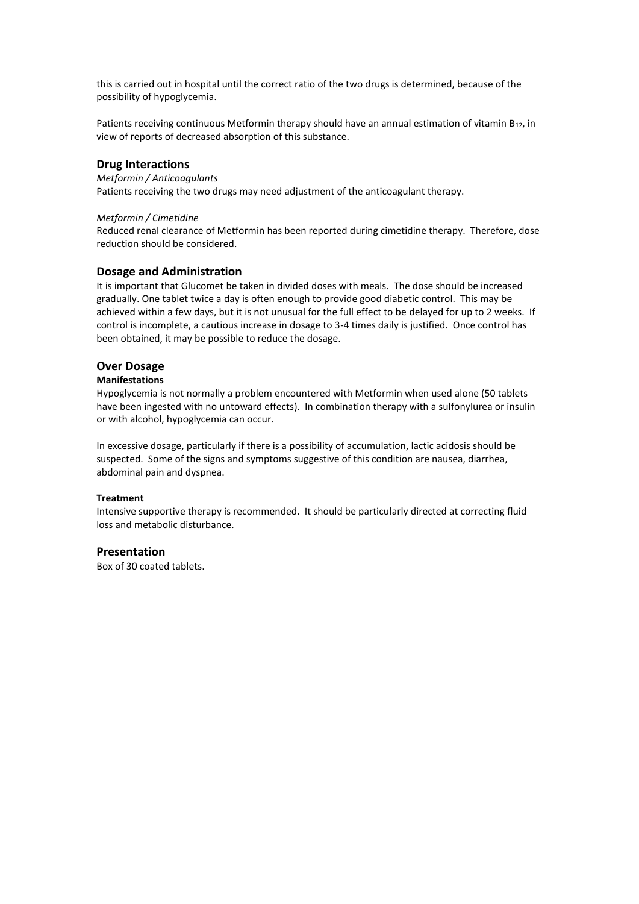this is carried out in hospital until the correct ratio of the two drugs is determined, because of the possibility of hypoglycemia.

Patients receiving continuous Metformin therapy should have an annual estimation of vitamin $B_{12}$, in view of reports of decreased absorption of this substance.

## Drug Interactions

*Metformin / Anticoagulants*

Patients receiving the two drugs may need adjustment of the anticoagulant therapy.

*Metformin / Cimetidine*

Reduced renal clearance of Metformin has been reported during cimetidine therapy. Therefore, dose reduction should be considered.

## Dosage and Administration

It is important that Glucomet be taken in divided doses with meals. The dose should be increased gradually. One tablet twice a day is often enough to provide good diabetic control. This may be achieved within a few days, but it is not unusual for the full effect to be delayed for up to 2 weeks. If control is incomplete, a cautious increase in dosage to 3-4 times daily is justified. Once control has been obtained, it may be possible to reduce the dosage.

## Over Dosage

**Manifestations**

Hypoglycemia is not normally a problem encountered with Metformin when used alone (50 tablets have been ingested with no untoward effects). In combination therapy with a sulfonylurea or insulin or with alcohol, hypoglycemia can occur.

In excessive dosage, particularly if there is a possibility of accumulation, lactic acidosis should be suspected. Some of the signs and symptoms suggestive of this condition are nausea, diarrhea, abdominal pain and dyspnea.

**Treatment**

Intensive supportive therapy is recommended. It should be particularly directed at correcting fluid loss and metabolic disturbance.

## Presentation

Box of 30 coated tablets.